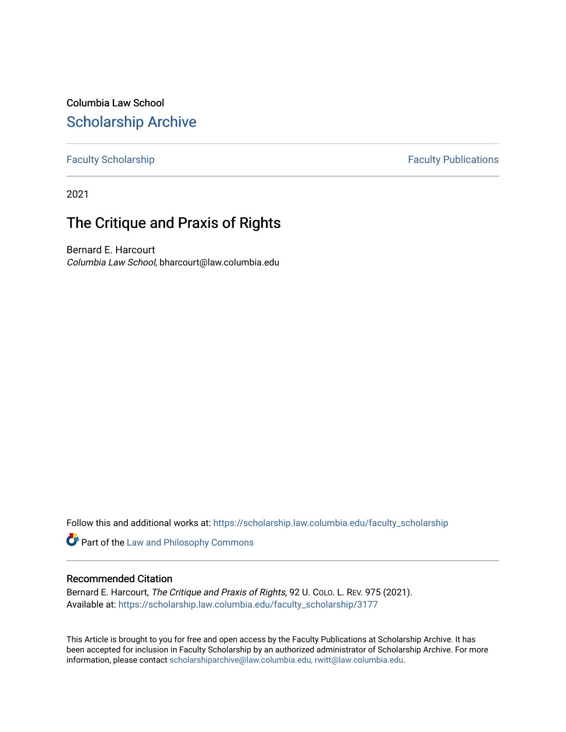Columbia Law School

# Scholarship Archive

Faculty Scholarship | Faculty Publications

2021

## The Critique and Praxis of Rights

Bernard E. Harcourt
*Columbia Law School*, bharcourt@law.columbia.edu

Follow this and additional works at: https://scholarship.law.columbia.edu/faculty_scholarship

Part of the Law and Philosophy Commons

### Recommended Citation

Bernard E. Harcourt, *The Critique and Praxis of Rights*, 92 U. Colo. L. Rev. 975 (2021).
Available at: https://scholarship.law.columbia.edu/faculty_scholarship/3177

This Article is brought to you for free and open access by the Faculty Publications at Scholarship Archive. It has been accepted for inclusion in Faculty Scholarship by an authorized administrator of Scholarship Archive. For more information, please contact scholarshiparchive@law.columbia.edu, rwitt@law.columbia.edu.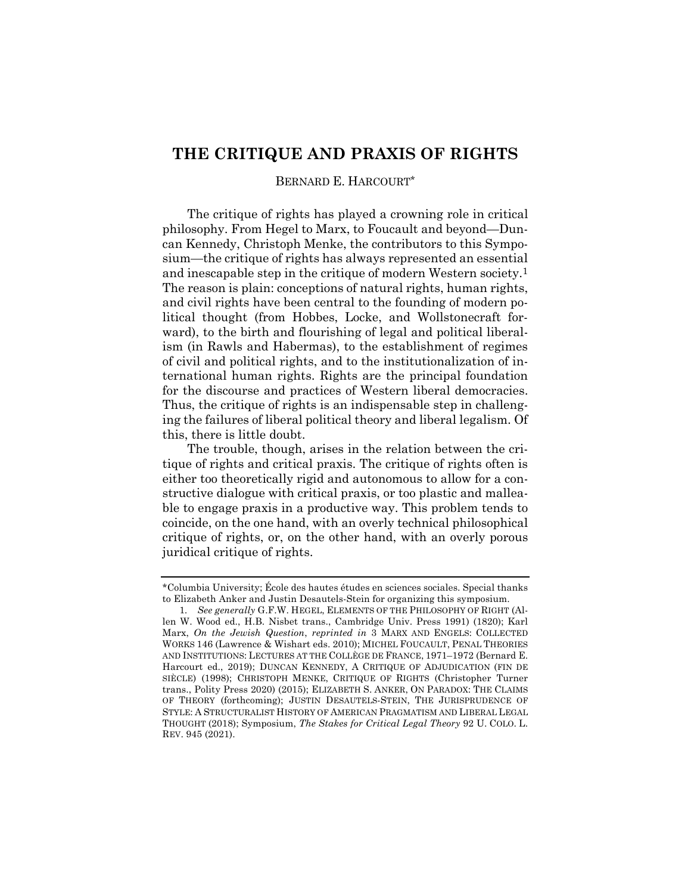# THE CRITIQUE AND PRAXIS OF RIGHTS

BERNARD E. HARCOURT*

The critique of rights has played a crowning role in critical philosophy. From Hegel to Marx, to Foucault and beyond—Duncan Kennedy, Christoph Menke, the contributors to this Symposium—the critique of rights has always represented an essential and inescapable step in the critique of modern Western society.[1] The reason is plain: conceptions of natural rights, human rights, and civil rights have been central to the founding of modern political thought (from Hobbes, Locke, and Wollstonecraft forward), to the birth and flourishing of legal and political liberalism (in Rawls and Habermas), to the establishment of regimes of civil and political rights, and to the institutionalization of international human rights. Rights are the principal foundation for the discourse and practices of Western liberal democracies. Thus, the critique of rights is an indispensable step in challenging the failures of liberal political theory and liberal legalism. Of this, there is little doubt.

The trouble, though, arises in the relation between the critique of rights and critical praxis. The critique of rights often is either too theoretically rigid and autonomous to allow for a constructive dialogue with critical praxis, or too plastic and malleable to engage praxis in a productive way. This problem tends to coincide, on the one hand, with an overly technical philosophical critique of rights, or, on the other hand, with an overly porous juridical critique of rights.

---

*Columbia University; École des hautes études en sciences sociales. Special thanks to Elizabeth Anker and Justin Desautels-Stein for organizing this symposium.

1. *See generally* G.F.W. HEGEL, ELEMENTS OF THE PHILOSOPHY OF RIGHT (Allen W. Wood ed., H.B. Nisbet trans., Cambridge Univ. Press 1991) (1820); Karl Marx, *On the Jewish Question*, *reprinted in* 3 MARX AND ENGELS: COLLECTED WORKS 146 (Lawrence & Wishart eds. 2010); MICHEL FOUCAULT, PENAL THEORIES AND INSTITUTIONS: LECTURES AT THE COLLÈGE DE FRANCE, 1971–1972 (Bernard E. Harcourt ed., 2019); DUNCAN KENNEDY, A CRITIQUE OF ADJUDICATION (FIN DE SIÈCLE) (1998); CHRISTOPH MENKE, CRITIQUE OF RIGHTS (Christopher Turner trans., Polity Press 2020) (2015); ELIZABETH S. ANKER, ON PARADOX: THE CLAIMS OF THEORY (forthcoming); JUSTIN DESAUTELS-STEIN, THE JURISPRUDENCE OF STYLE: A STRUCTURALIST HISTORY OF AMERICAN PRAGMATISM AND LIBERAL LEGAL THOUGHT (2018); Symposium, *The Stakes for Critical Legal Theory* 92 U. COLO. L. REV. 945 (2021).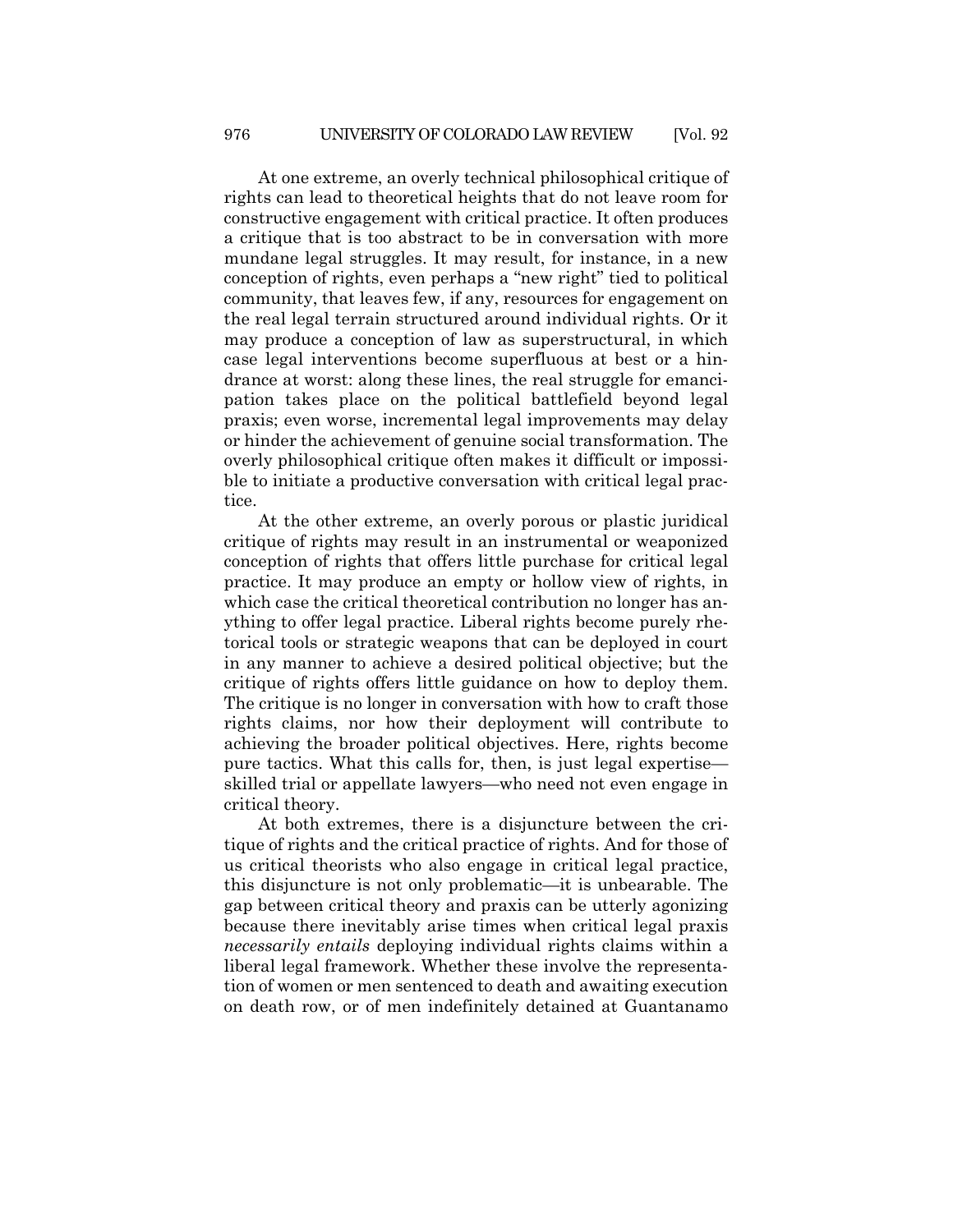At one extreme, an overly technical philosophical critique of rights can lead to theoretical heights that do not leave room for constructive engagement with critical practice. It often produces a critique that is too abstract to be in conversation with more mundane legal struggles. It may result, for instance, in a new conception of rights, even perhaps a "new right" tied to political community, that leaves few, if any, resources for engagement on the real legal terrain structured around individual rights. Or it may produce a conception of law as superstructural, in which case legal interventions become superfluous at best or a hindrance at worst: along these lines, the real struggle for emancipation takes place on the political battlefield beyond legal praxis; even worse, incremental legal improvements may delay or hinder the achievement of genuine social transformation. The overly philosophical critique often makes it difficult or impossible to initiate a productive conversation with critical legal practice.

At the other extreme, an overly porous or plastic juridical critique of rights may result in an instrumental or weaponized conception of rights that offers little purchase for critical legal practice. It may produce an empty or hollow view of rights, in which case the critical theoretical contribution no longer has anything to offer legal practice. Liberal rights become purely rhetorical tools or strategic weapons that can be deployed in court in any manner to achieve a desired political objective; but the critique of rights offers little guidance on how to deploy them. The critique is no longer in conversation with how to craft those rights claims, nor how their deployment will contribute to achieving the broader political objectives. Here, rights become pure tactics. What this calls for, then, is just legal expertise—skilled trial or appellate lawyers—who need not even engage in critical theory.

At both extremes, there is a disjuncture between the critique of rights and the critical practice of rights. And for those of us critical theorists who also engage in critical legal practice, this disjuncture is not only problematic—it is unbearable. The gap between critical theory and praxis can be utterly agonizing because there inevitably arise times when critical legal praxis *necessarily entails* deploying individual rights claims within a liberal legal framework. Whether these involve the representation of women or men sentenced to death and awaiting execution on death row, or of men indefinitely detained at Guantanamo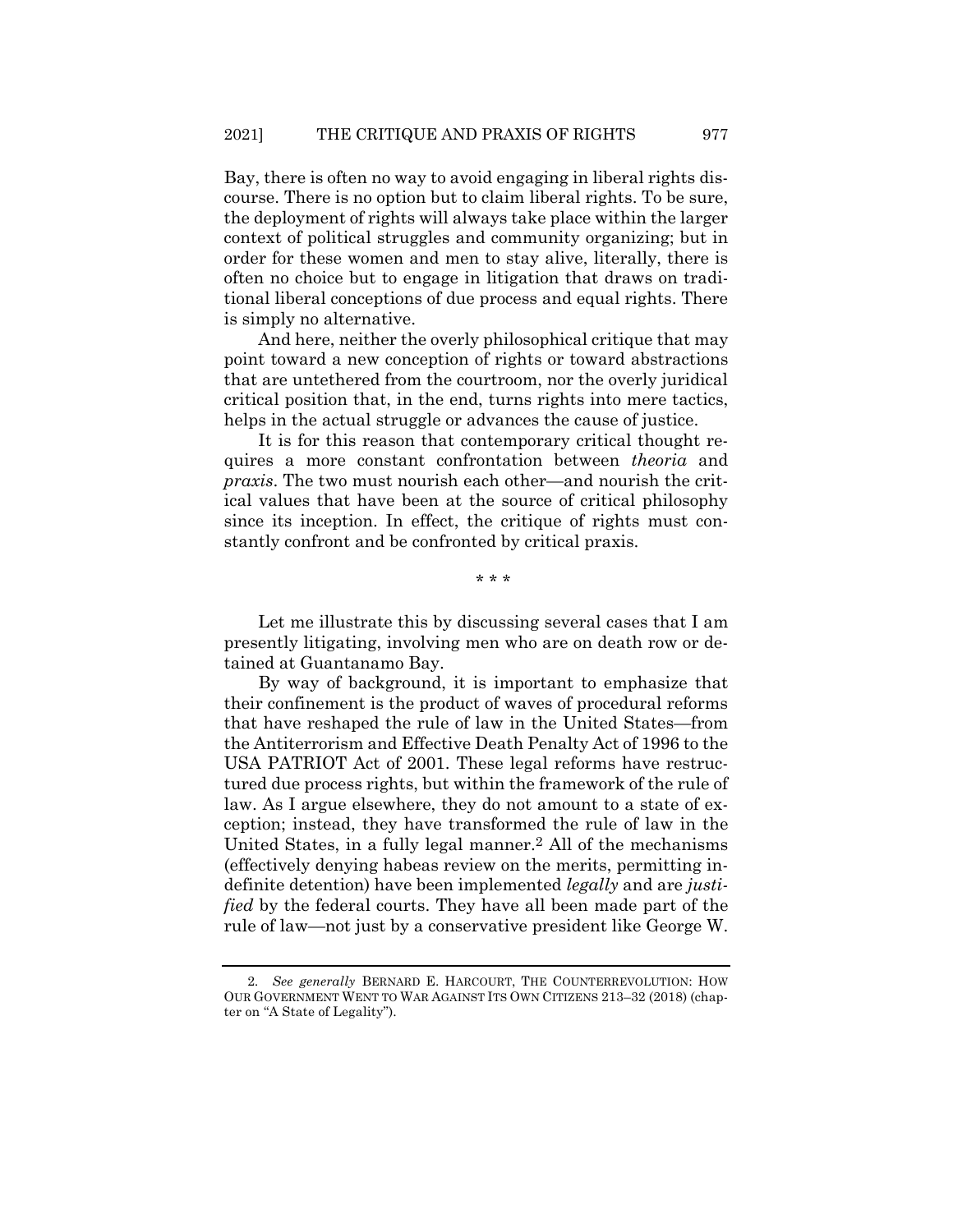Bay, there is often no way to avoid engaging in liberal rights discourse. There is no option but to claim liberal rights. To be sure, the deployment of rights will always take place within the larger context of political struggles and community organizing; but in order for these women and men to stay alive, literally, there is often no choice but to engage in litigation that draws on traditional liberal conceptions of due process and equal rights. There is simply no alternative.

And here, neither the overly philosophical critique that may point toward a new conception of rights or toward abstractions that are untethered from the courtroom, nor the overly juridical critical position that, in the end, turns rights into mere tactics, helps in the actual struggle or advances the cause of justice.

It is for this reason that contemporary critical thought requires a more constant confrontation between *theoria* and *praxis*. The two must nourish each other—and nourish the critical values that have been at the source of critical philosophy since its inception. In effect, the critique of rights must constantly confront and be confronted by critical praxis.

\* \* \*

Let me illustrate this by discussing several cases that I am presently litigating, involving men who are on death row or detained at Guantanamo Bay.

By way of background, it is important to emphasize that their confinement is the product of waves of procedural reforms that have reshaped the rule of law in the United States—from the Antiterrorism and Effective Death Penalty Act of 1996 to the USA PATRIOT Act of 2001. These legal reforms have restructured due process rights, but within the framework of the rule of law. As I argue elsewhere, they do not amount to a state of exception; instead, they have transformed the rule of law in the United States, in a fully legal manner.[2] All of the mechanisms (effectively denying habeas review on the merits, permitting indefinite detention) have been implemented *legally* and are *justified* by the federal courts. They have all been made part of the rule of law—not just by a conservative president like George W.

2. *See generally* BERNARD E. HARCOURT, THE COUNTERREVOLUTION: HOW OUR GOVERNMENT WENT TO WAR AGAINST ITS OWN CITIZENS 213–32 (2018) (chapter on "A State of Legality").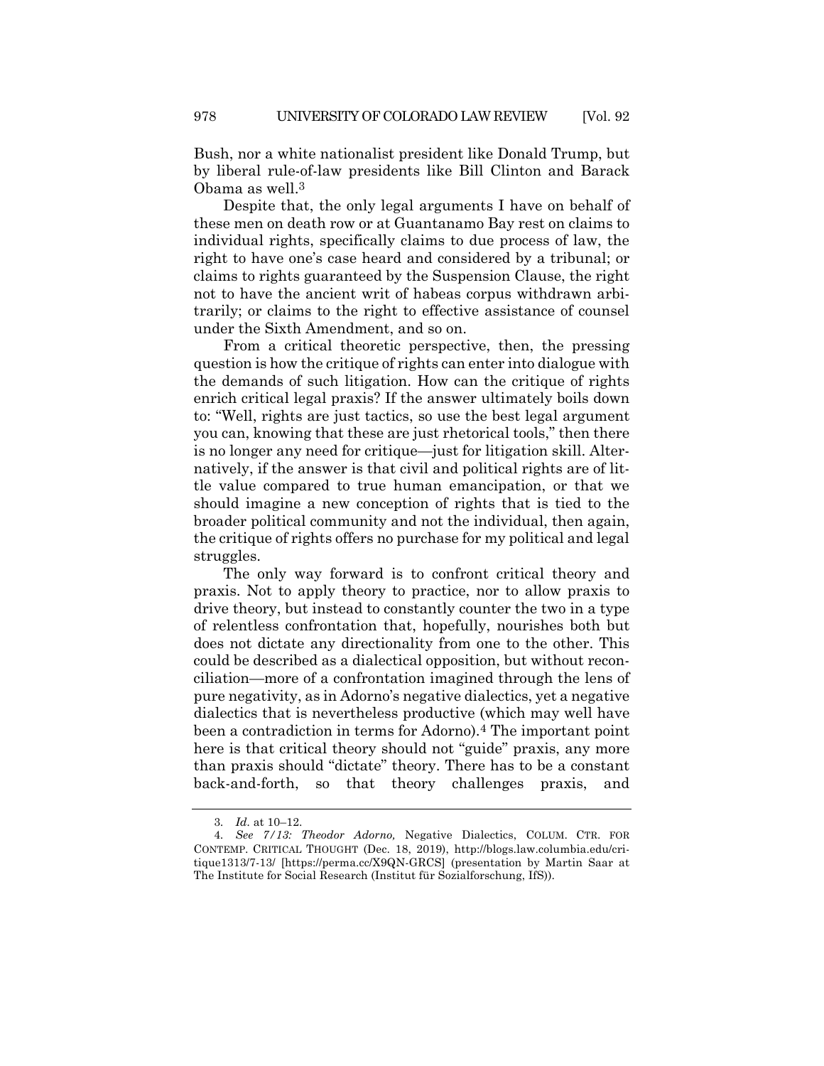Bush, nor a white nationalist president like Donald Trump, but by liberal rule-of-law presidents like Bill Clinton and Barack Obama as well.[3]

Despite that, the only legal arguments I have on behalf of these men on death row or at Guantanamo Bay rest on claims to individual rights, specifically claims to due process of law, the right to have one's case heard and considered by a tribunal; or claims to rights guaranteed by the Suspension Clause, the right not to have the ancient writ of habeas corpus withdrawn arbitrarily; or claims to the right to effective assistance of counsel under the Sixth Amendment, and so on.

From a critical theoretic perspective, then, the pressing question is how the critique of rights can enter into dialogue with the demands of such litigation. How can the critique of rights enrich critical legal praxis? If the answer ultimately boils down to: "Well, rights are just tactics, so use the best legal argument you can, knowing that these are just rhetorical tools," then there is no longer any need for critique—just for litigation skill. Alternatively, if the answer is that civil and political rights are of little value compared to true human emancipation, or that we should imagine a new conception of rights that is tied to the broader political community and not the individual, then again, the critique of rights offers no purchase for my political and legal struggles.

The only way forward is to confront critical theory and praxis. Not to apply theory to practice, nor to allow praxis to drive theory, but instead to constantly counter the two in a type of relentless confrontation that, hopefully, nourishes both but does not dictate any directionality from one to the other. This could be described as a dialectical opposition, but without reconciliation—more of a confrontation imagined through the lens of pure negativity, as in Adorno's negative dialectics, yet a negative dialectics that is nevertheless productive (which may well have been a contradiction in terms for Adorno).[4] The important point here is that critical theory should not "guide" praxis, any more than praxis should "dictate" theory. There has to be a constant back-and-forth, so that theory challenges praxis, and

---

3. *Id.* at 10–12.

4. *See 7/13: Theodor Adorno,* Negative Dialectics, COLUM. CTR. FOR CONTEMP. CRITICAL THOUGHT (Dec. 18, 2019), http://blogs.law.columbia.edu/critique1313/7-13/ [https://perma.cc/X9QN-GRCS] (presentation by Martin Saar at The Institute for Social Research (Institut für Sozialforschung, IfS)).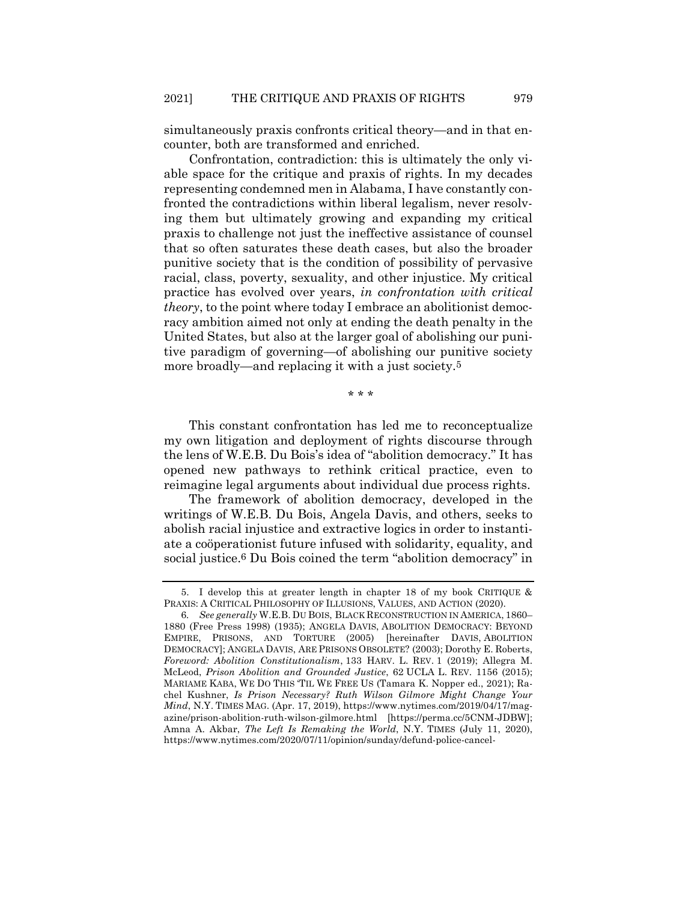simultaneously praxis confronts critical theory—and in that encounter, both are transformed and enriched.

Confrontation, contradiction: this is ultimately the only viable space for the critique and praxis of rights. In my decades representing condemned men in Alabama, I have constantly confronted the contradictions within liberal legalism, never resolving them but ultimately growing and expanding my critical praxis to challenge not just the ineffective assistance of counsel that so often saturates these death cases, but also the broader punitive society that is the condition of possibility of pervasive racial, class, poverty, sexuality, and other injustice. My critical practice has evolved over years, *in confrontation with critical theory*, to the point where today I embrace an abolitionist democracy ambition aimed not only at ending the death penalty in the United States, but also at the larger goal of abolishing our punitive paradigm of governing—of abolishing our punitive society more broadly—and replacing it with a just society.[5]

\* \* \*

This constant confrontation has led me to reconceptualize my own litigation and deployment of rights discourse through the lens of W.E.B. Du Bois's idea of "abolition democracy." It has opened new pathways to rethink critical practice, even to reimagine legal arguments about individual due process rights.

The framework of abolition democracy, developed in the writings of W.E.B. Du Bois, Angela Davis, and others, seeks to abolish racial injustice and extractive logics in order to instantiate a coöperationist future infused with solidarity, equality, and social justice.[6] Du Bois coined the term "abolition democracy" in

---

5. I develop this at greater length in chapter 18 of my book CRITIQUE & PRAXIS: A CRITICAL PHILOSOPHY OF ILLUSIONS, VALUES, AND ACTION (2020).

6. *See generally* W.E.B. DU BOIS, BLACK RECONSTRUCTION IN AMERICA, 1860–1880 (Free Press 1998) (1935); ANGELA DAVIS, ABOLITION DEMOCRACY: BEYOND EMPIRE, PRISONS, AND TORTURE (2005) [hereinafter DAVIS, ABOLITION DEMOCRACY]; ANGELA DAVIS, ARE PRISONS OBSOLETE? (2003); Dorothy E. Roberts, *Foreword: Abolition Constitutionalism*, 133 HARV. L. REV. 1 (2019); Allegra M. McLeod, *Prison Abolition and Grounded Justice*, 62 UCLA L. REV. 1156 (2015); MARIAME KABA, WE DO THIS 'TIL WE FREE US (Tamara K. Nopper ed., 2021); Rachel Kushner, *Is Prison Necessary? Ruth Wilson Gilmore Might Change Your Mind*, N.Y. TIMES MAG. (Apr. 17, 2019), https://www.nytimes.com/2019/04/17/magazine/prison-abolition-ruth-wilson-gilmore.html [https://perma.cc/5CNM-JDBW]; Amna A. Akbar, *The Left Is Remaking the World*, N.Y. TIMES (July 11, 2020), https://www.nytimes.com/2020/07/11/opinion/sunday/defund-police-cancel-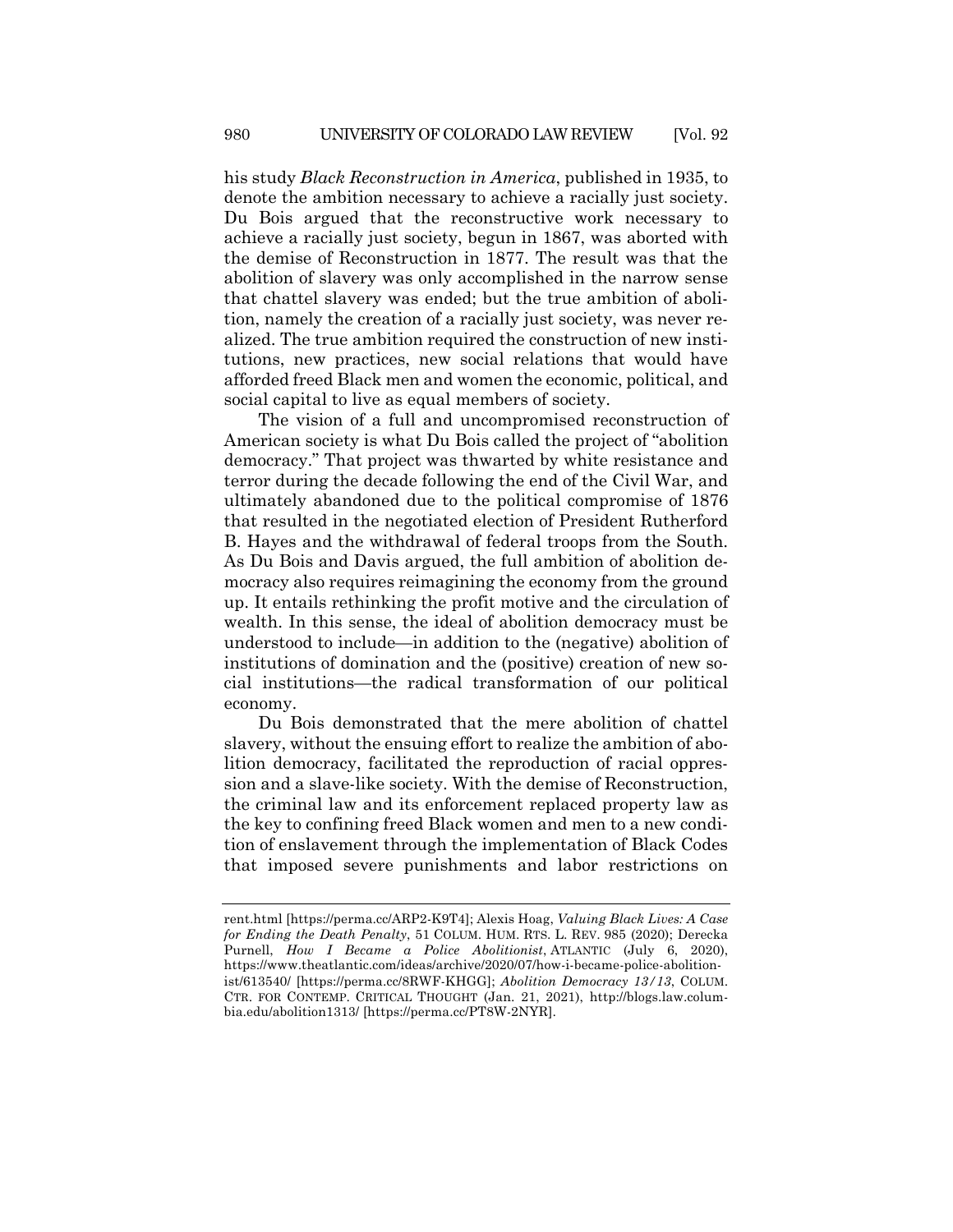his study *Black Reconstruction in America*, published in 1935, to denote the ambition necessary to achieve a racially just society. Du Bois argued that the reconstructive work necessary to achieve a racially just society, begun in 1867, was aborted with the demise of Reconstruction in 1877. The result was that the abolition of slavery was only accomplished in the narrow sense that chattel slavery was ended; but the true ambition of abolition, namely the creation of a racially just society, was never realized. The true ambition required the construction of new institutions, new practices, new social relations that would have afforded freed Black men and women the economic, political, and social capital to live as equal members of society.

The vision of a full and uncompromised reconstruction of American society is what Du Bois called the project of "abolition democracy." That project was thwarted by white resistance and terror during the decade following the end of the Civil War, and ultimately abandoned due to the political compromise of 1876 that resulted in the negotiated election of President Rutherford B. Hayes and the withdrawal of federal troops from the South. As Du Bois and Davis argued, the full ambition of abolition democracy also requires reimagining the economy from the ground up. It entails rethinking the profit motive and the circulation of wealth. In this sense, the ideal of abolition democracy must be understood to include—in addition to the (negative) abolition of institutions of domination and the (positive) creation of new social institutions—the radical transformation of our political economy.

Du Bois demonstrated that the mere abolition of chattel slavery, without the ensuing effort to realize the ambition of abolition democracy, facilitated the reproduction of racial oppression and a slave-like society. With the demise of Reconstruction, the criminal law and its enforcement replaced property law as the key to confining freed Black women and men to a new condition of enslavement through the implementation of Black Codes that imposed severe punishments and labor restrictions on

rent.html [https://perma.cc/ARP2-K9T4]; Alexis Hoag, *Valuing Black Lives: A Case for Ending the Death Penalty*, 51 COLUM. HUM. RTS. L. REV. 985 (2020); Derecka Purnell, *How I Became a Police Abolitionist*, ATLANTIC (July 6, 2020), https://www.theatlantic.com/ideas/archive/2020/07/how-i-became-police-abolitionist/613540/ [https://perma.cc/8RWF-KHGG]; *Abolition Democracy 13/13*, COLUM. CTR. FOR CONTEMP. CRITICAL THOUGHT (Jan. 21, 2021), http://blogs.law.columbia.edu/abolition1313/ [https://perma.cc/PT8W-2NYR].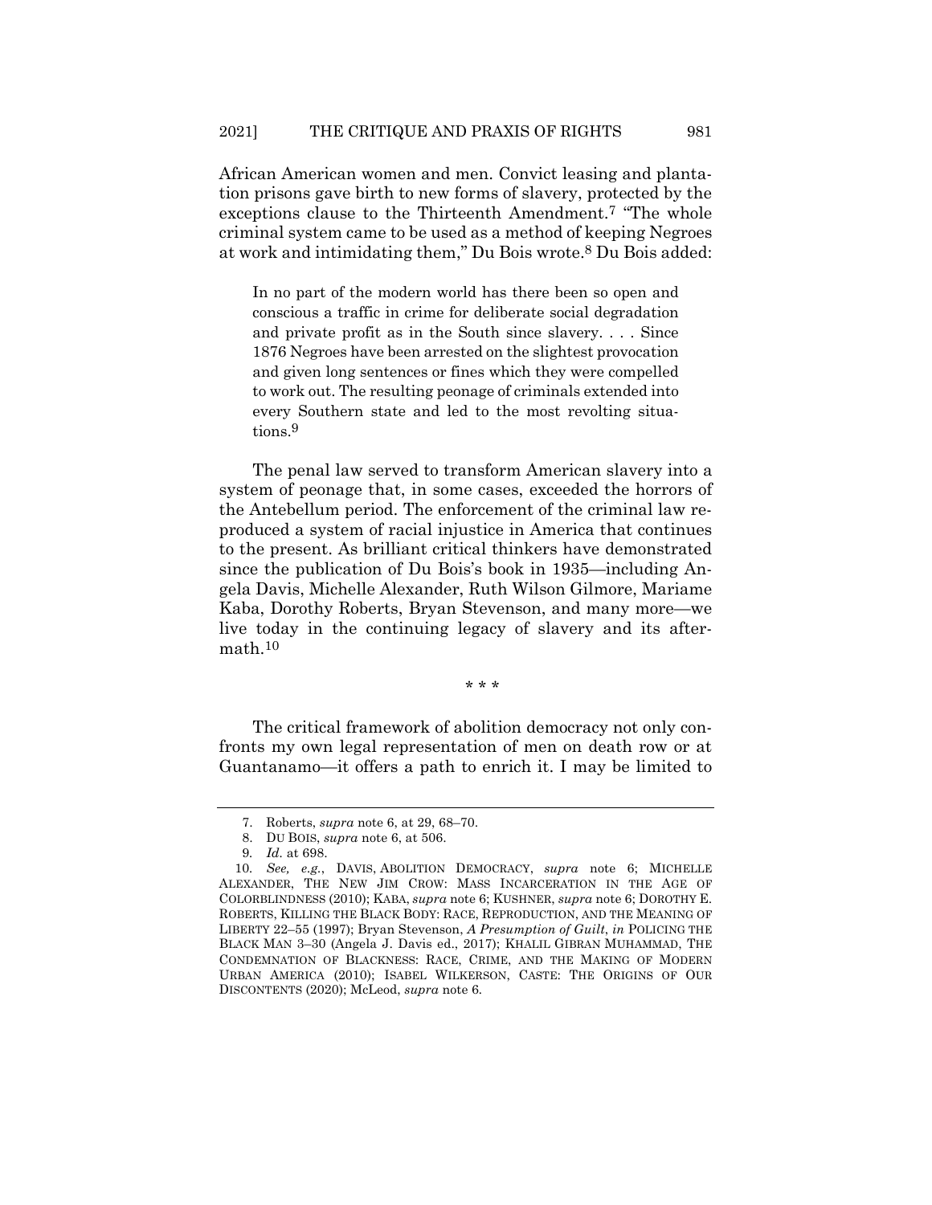African American women and men. Convict leasing and plantation prisons gave birth to new forms of slavery, protected by the exceptions clause to the Thirteenth Amendment.[7] "The whole criminal system came to be used as a method of keeping Negroes at work and intimidating them," Du Bois wrote.[8] Du Bois added:

> In no part of the modern world has there been so open and conscious a traffic in crime for deliberate social degradation and private profit as in the South since slavery. . . . Since 1876 Negroes have been arrested on the slightest provocation and given long sentences or fines which they were compelled to work out. The resulting peonage of criminals extended into every Southern state and led to the most revolting situations.[9]

The penal law served to transform American slavery into a system of peonage that, in some cases, exceeded the horrors of the Antebellum period. The enforcement of the criminal law reproduced a system of racial injustice in America that continues to the present. As brilliant critical thinkers have demonstrated since the publication of Du Bois's book in 1935—including Angela Davis, Michelle Alexander, Ruth Wilson Gilmore, Mariame Kaba, Dorothy Roberts, Bryan Stevenson, and many more—we live today in the continuing legacy of slavery and its aftermath.[10]

\* \* \*

The critical framework of abolition democracy not only confronts my own legal representation of men on death row or at Guantanamo—it offers a path to enrich it. I may be limited to

---

7. Roberts, *supra* note 6, at 29, 68–70.

8. DU BOIS, *supra* note 6, at 506.

9. *Id.* at 698.

10. *See, e.g.*, DAVIS, ABOLITION DEMOCRACY, *supra* note 6; MICHELLE ALEXANDER, THE NEW JIM CROW: MASS INCARCERATION IN THE AGE OF COLORBLINDNESS (2010); KABA, *supra* note 6; KUSHNER, *supra* note 6; DOROTHY E. ROBERTS, KILLING THE BLACK BODY: RACE, REPRODUCTION, AND THE MEANING OF LIBERTY 22–55 (1997); Bryan Stevenson, *A Presumption of Guilt*, *in* POLICING THE BLACK MAN 3–30 (Angela J. Davis ed., 2017); KHALIL GIBRAN MUHAMMAD, THE CONDEMNATION OF BLACKNESS: RACE, CRIME, AND THE MAKING OF MODERN URBAN AMERICA (2010); ISABEL WILKERSON, CASTE: THE ORIGINS OF OUR DISCONTENTS (2020); McLeod, *supra* note 6.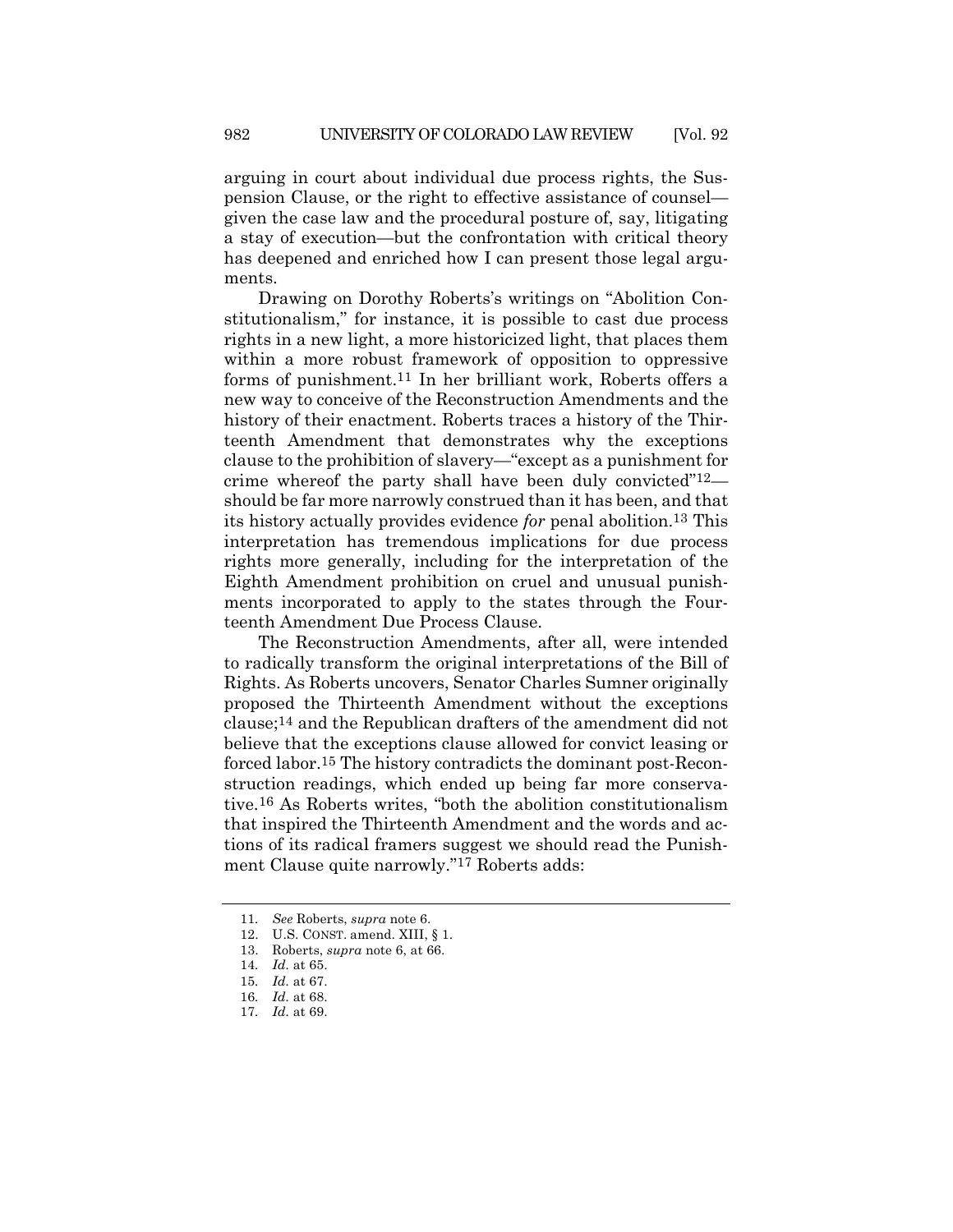arguing in court about individual due process rights, the Suspension Clause, or the right to effective assistance of counsel—given the case law and the procedural posture of, say, litigating a stay of execution—but the confrontation with critical theory has deepened and enriched how I can present those legal arguments.

Drawing on Dorothy Roberts's writings on "Abolition Constitutionalism," for instance, it is possible to cast due process rights in a new light, a more historicized light, that places them within a more robust framework of opposition to oppressive forms of punishment.[11] In her brilliant work, Roberts offers a new way to conceive of the Reconstruction Amendments and the history of their enactment. Roberts traces a history of the Thirteenth Amendment that demonstrates why the exceptions clause to the prohibition of slavery—"except as a punishment for crime whereof the party shall have been duly convicted"[12]—should be far more narrowly construed than it has been, and that its history actually provides evidence *for* penal abolition.[13] This interpretation has tremendous implications for due process rights more generally, including for the interpretation of the Eighth Amendment prohibition on cruel and unusual punishments incorporated to apply to the states through the Fourteenth Amendment Due Process Clause.

The Reconstruction Amendments, after all, were intended to radically transform the original interpretations of the Bill of Rights. As Roberts uncovers, Senator Charles Sumner originally proposed the Thirteenth Amendment without the exceptions clause;[14] and the Republican drafters of the amendment did not believe that the exceptions clause allowed for convict leasing or forced labor.[15] The history contradicts the dominant post-Reconstruction readings, which ended up being far more conservative.[16] As Roberts writes, "both the abolition constitutionalism that inspired the Thirteenth Amendment and the words and actions of its radical framers suggest we should read the Punishment Clause quite narrowly."[17] Roberts adds:

---

11. *See* Roberts, *supra* note 6.
12. U.S. CONST. amend. XIII, § 1.
13. Roberts, *supra* note 6, at 66.
14. *Id.* at 65.
15. *Id.* at 67.
16. *Id.* at 68.
17. *Id.* at 69.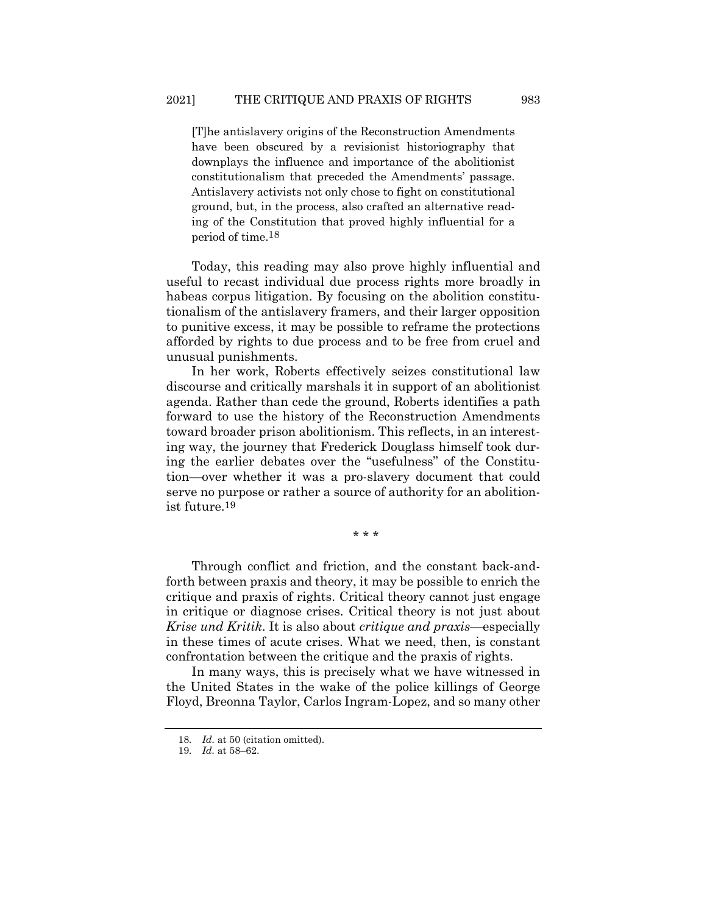> [T]he antislavery origins of the Reconstruction Amendments have been obscured by a revisionist historiography that downplays the influence and importance of the abolitionist constitutionalism that preceded the Amendments' passage. Antislavery activists not only chose to fight on constitutional ground, but, in the process, also crafted an alternative reading of the Constitution that proved highly influential for a period of time.[18]

Today, this reading may also prove highly influential and useful to recast individual due process rights more broadly in habeas corpus litigation. By focusing on the abolition constitutionalism of the antislavery framers, and their larger opposition to punitive excess, it may be possible to reframe the protections afforded by rights to due process and to be free from cruel and unusual punishments.

In her work, Roberts effectively seizes constitutional law discourse and critically marshals it in support of an abolitionist agenda. Rather than cede the ground, Roberts identifies a path forward to use the history of the Reconstruction Amendments toward broader prison abolitionism. This reflects, in an interesting way, the journey that Frederick Douglass himself took during the earlier debates over the "usefulness" of the Constitution—over whether it was a pro-slavery document that could serve no purpose or rather a source of authority for an abolitionist future.[19]

\* \* \*

Through conflict and friction, and the constant back-and-forth between praxis and theory, it may be possible to enrich the critique and praxis of rights. Critical theory cannot just engage in critique or diagnose crises. Critical theory is not just about *Krise und Kritik*. It is also about *critique and praxis*—especially in these times of acute crises. What we need, then, is constant confrontation between the critique and the praxis of rights.

In many ways, this is precisely what we have witnessed in the United States in the wake of the police killings of George Floyd, Breonna Taylor, Carlos Ingram-Lopez, and so many other

---

18. *Id.* at 50 (citation omitted).

19. *Id.* at 58–62.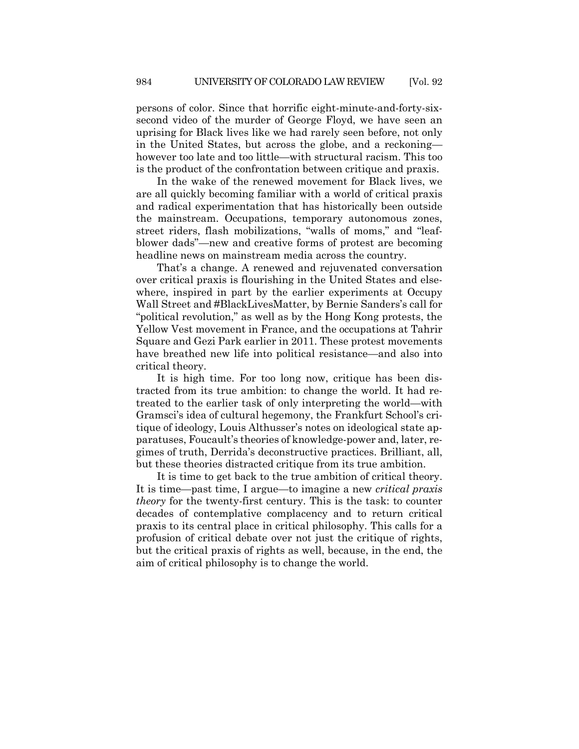persons of color. Since that horrific eight-minute-and-forty-six-second video of the murder of George Floyd, we have seen an uprising for Black lives like we had rarely seen before, not only in the United States, but across the globe, and a reckoning—however too late and too little—with structural racism. This too is the product of the confrontation between critique and praxis.

In the wake of the renewed movement for Black lives, we are all quickly becoming familiar with a world of critical praxis and radical experimentation that has historically been outside the mainstream. Occupations, temporary autonomous zones, street riders, flash mobilizations, "walls of moms," and "leaf-blower dads"—new and creative forms of protest are becoming headline news on mainstream media across the country.

That's a change. A renewed and rejuvenated conversation over critical praxis is flourishing in the United States and elsewhere, inspired in part by the earlier experiments at Occupy Wall Street and #BlackLivesMatter, by Bernie Sanders's call for "political revolution," as well as by the Hong Kong protests, the Yellow Vest movement in France, and the occupations at Tahrir Square and Gezi Park earlier in 2011. These protest movements have breathed new life into political resistance—and also into critical theory.

It is high time. For too long now, critique has been distracted from its true ambition: to change the world. It had retreated to the earlier task of only interpreting the world—with Gramsci's idea of cultural hegemony, the Frankfurt School's critique of ideology, Louis Althusser's notes on ideological state apparatuses, Foucault's theories of knowledge-power and, later, regimes of truth, Derrida's deconstructive practices. Brilliant, all, but these theories distracted critique from its true ambition.

It is time to get back to the true ambition of critical theory. It is time—past time, I argue—to imagine a new *critical praxis theory* for the twenty-first century. This is the task: to counter decades of contemplative complacency and to return critical praxis to its central place in critical philosophy. This calls for a profusion of critical debate over not just the critique of rights, but the critical praxis of rights as well, because, in the end, the aim of critical philosophy is to change the world.